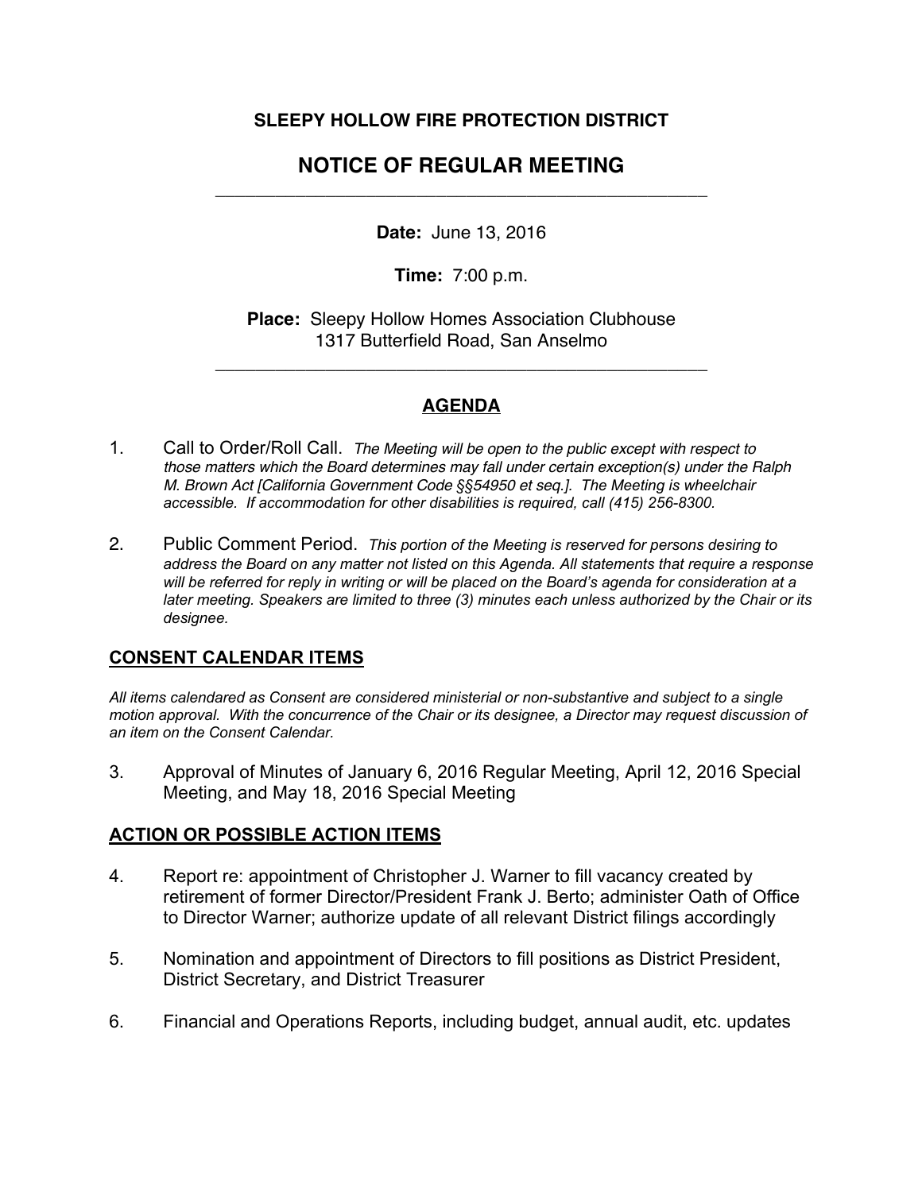# SLEEPY HOLLOW FIRE PROTECTION DISTRICT

## NOTICE OF REGULAR MEETING

---

**Date:** June 13, 2016

**Time:** 7:00 p.m.

**Place:** Sleepy Hollow Homes Association Clubhouse
1317 Butterfield Road, San Anselmo

---

## AGENDA

1. Call to Order/Roll Call. *The Meeting will be open to the public except with respect to those matters which the Board determines may fall under certain exception(s) under the Ralph M. Brown Act [California Government Code §§54950 et seq.]. The Meeting is wheelchair accessible. If accommodation for other disabilities is required, call (415) 256-8300.*

2. Public Comment Period. *This portion of the Meeting is reserved for persons desiring to address the Board on any matter not listed on this Agenda. All statements that require a response will be referred for reply in writing or will be placed on the Board's agenda for consideration at a later meeting. Speakers are limited to three (3) minutes each unless authorized by the Chair or its designee.*

### CONSENT CALENDAR ITEMS

*All items calendared as Consent are considered ministerial or non-substantive and subject to a single motion approval. With the concurrence of the Chair or its designee, a Director may request discussion of an item on the Consent Calendar.*

3. Approval of Minutes of January 6, 2016 Regular Meeting, April 12, 2016 Special Meeting, and May 18, 2016 Special Meeting

### ACTION OR POSSIBLE ACTION ITEMS

4. Report re: appointment of Christopher J. Warner to fill vacancy created by retirement of former Director/President Frank J. Berto; administer Oath of Office to Director Warner; authorize update of all relevant District filings accordingly

5. Nomination and appointment of Directors to fill positions as District President, District Secretary, and District Treasurer

6. Financial and Operations Reports, including budget, annual audit, etc. updates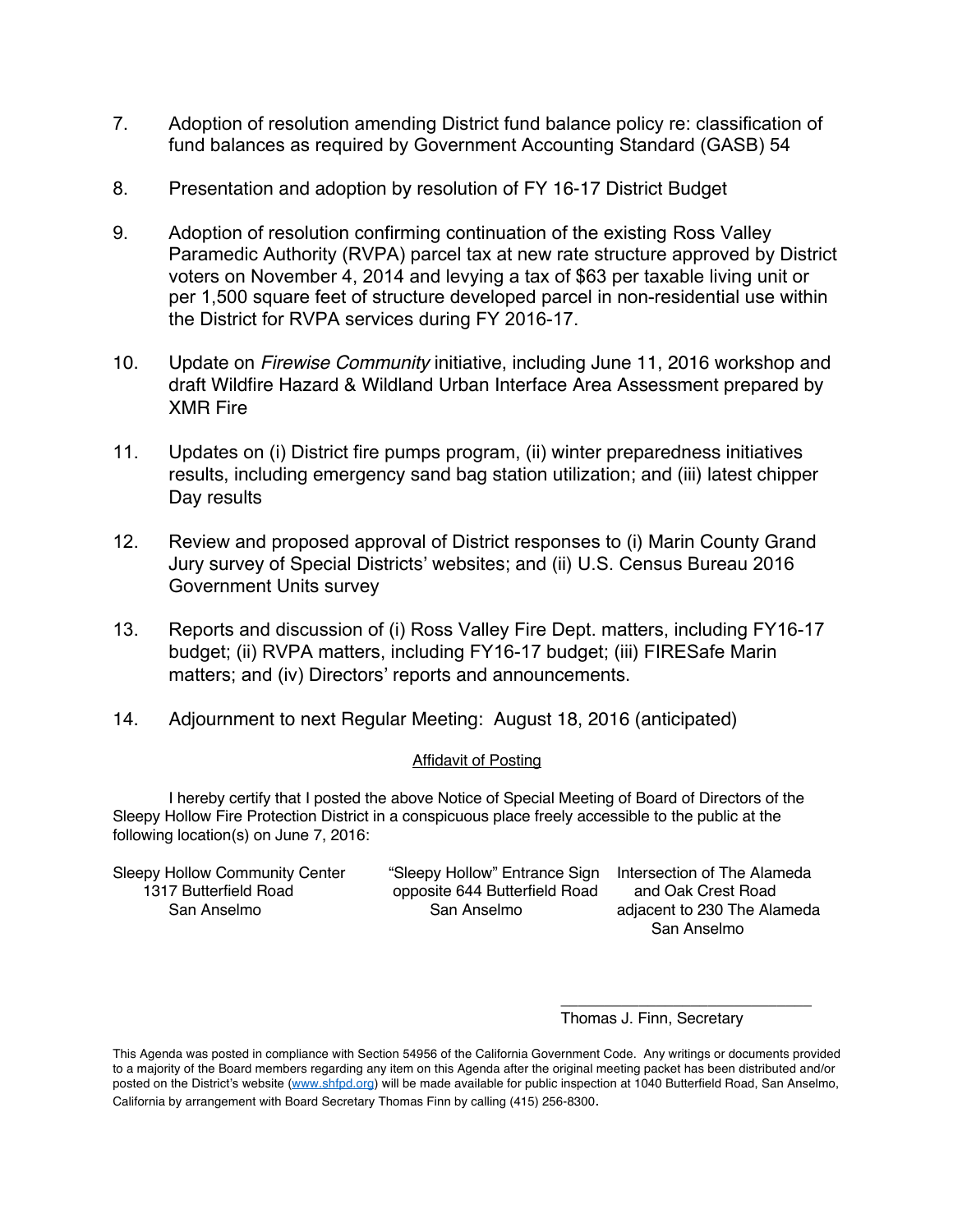7. Adoption of resolution amending District fund balance policy re: classification of fund balances as required by Government Accounting Standard (GASB) 54

8. Presentation and adoption by resolution of FY 16-17 District Budget

9. Adoption of resolution confirming continuation of the existing Ross Valley Paramedic Authority (RVPA) parcel tax at new rate structure approved by District voters on November 4, 2014 and levying a tax of $63 per taxable living unit or per 1,500 square feet of structure developed parcel in non-residential use within the District for RVPA services during FY 2016-17.

10. Update on *Firewise Community* initiative, including June 11, 2016 workshop and draft Wildfire Hazard & Wildland Urban Interface Area Assessment prepared by XMR Fire

11. Updates on (i) District fire pumps program, (ii) winter preparedness initiatives results, including emergency sand bag station utilization; and (iii) latest chipper Day results

12. Review and proposed approval of District responses to (i) Marin County Grand Jury survey of Special Districts' websites; and (ii) U.S. Census Bureau 2016 Government Units survey

13. Reports and discussion of (i) Ross Valley Fire Dept. matters, including FY16-17 budget; (ii) RVPA matters, including FY16-17 budget; (iii) FIRESafe Marin matters; and (iv) Directors' reports and announcements.

14. Adjournment to next Regular Meeting: August 18, 2016 (anticipated)

<u>Affidavit of Posting</u>

I hereby certify that I posted the above Notice of Special Meeting of Board of Directors of the Sleepy Hollow Fire Protection District in a conspicuous place freely accessible to the public at the following location(s) on June 7, 2016:

Sleepy Hollow Community Center
1317 Butterfield Road
San Anselmo

"Sleepy Hollow" Entrance Sign
opposite 644 Butterfield Road
San Anselmo

Intersection of The Alameda
and Oak Crest Road
adjacent to 230 The Alameda
San Anselmo

\_\_\_\_\_\_\_\_\_\_\_\_\_\_\_\_\_\_\_\_\_\_\_\_\_\_\_\_\_\_
Thomas J. Finn, Secretary

This Agenda was posted in compliance with Section 54956 of the California Government Code. Any writings or documents provided to a majority of the Board members regarding any item on this Agenda after the original meeting packet has been distributed and/or posted on the District's website (www.shfpd.org) will be made available for public inspection at 1040 Butterfield Road, San Anselmo, California by arrangement with Board Secretary Thomas Finn by calling (415) 256-8300.